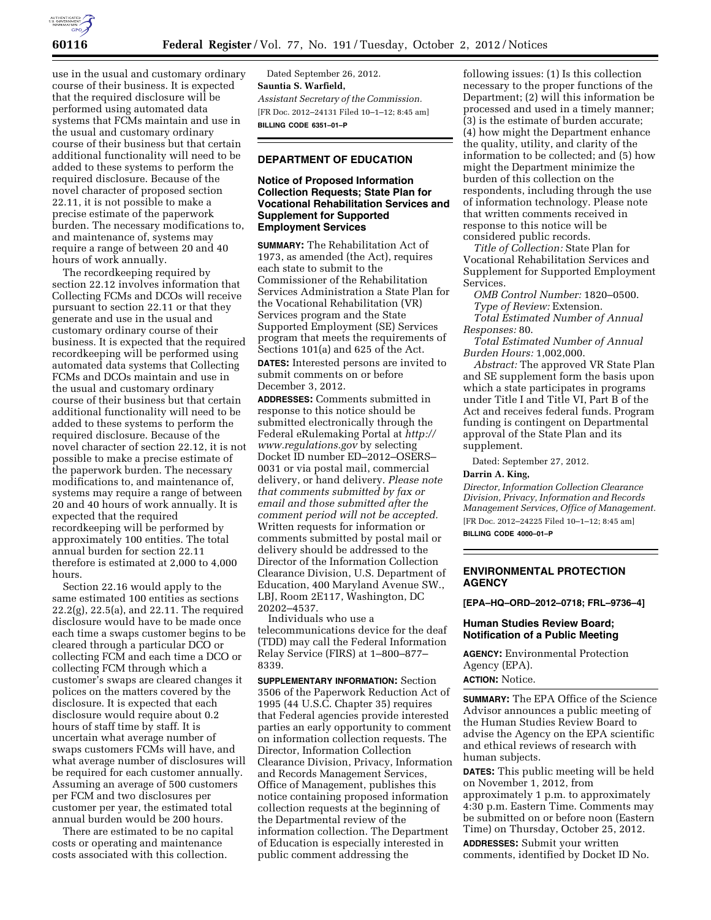use in the usual and customary ordinary course of their business. It is expected that the required disclosure will be performed using automated data systems that FCMs maintain and use in the usual and customary ordinary course of their business but that certain additional functionality will need to be added to these systems to perform the required disclosure. Because of the novel character of proposed section 22.11, it is not possible to make a precise estimate of the paperwork burden. The necessary modifications to, and maintenance of, systems may require a range of between 20 and 40 hours of work annually.

The recordkeeping required by section 22.12 involves information that Collecting FCMs and DCOs will receive pursuant to section 22.11 or that they generate and use in the usual and customary ordinary course of their business. It is expected that the required recordkeeping will be performed using automated data systems that Collecting FCMs and DCOs maintain and use in the usual and customary ordinary course of their business but that certain additional functionality will need to be added to these systems to perform the required disclosure. Because of the novel character of section 22.12, it is not possible to make a precise estimate of the paperwork burden. The necessary modifications to, and maintenance of, systems may require a range of between 20 and 40 hours of work annually. It is expected that the required recordkeeping will be performed by approximately 100 entities. The total annual burden for section 22.11 therefore is estimated at 2,000 to 4,000 hours.

Section 22.16 would apply to the same estimated 100 entities as sections 22.2(g), 22.5(a), and 22.11. The required disclosure would have to be made once each time a swaps customer begins to be cleared through a particular DCO or collecting FCM and each time a DCO or collecting FCM through which a customer's swaps are cleared changes it polices on the matters covered by the disclosure. It is expected that each disclosure would require about 0.2 hours of staff time by staff. It is uncertain what average number of swaps customers FCMs will have, and what average number of disclosures will be required for each customer annually. Assuming an average of 500 customers per FCM and two disclosures per customer per year, the estimated total annual burden would be 200 hours.

There are estimated to be no capital costs or operating and maintenance costs associated with this collection.

Dated September 26, 2012.

**Sauntia S. Warfield,**

*Assistant Secretary of the Commission.*

[FR Doc. 2012–24131 Filed 10–1–12; 8:45 am]

**BILLING CODE 6351–01–P**

## DEPARTMENT OF EDUCATION

### Notice of Proposed Information Collection Requests; State Plan for Vocational Rehabilitation Services and Supplement for Supported Employment Services

**SUMMARY:** The Rehabilitation Act of 1973, as amended (the Act), requires each state to submit to the Commissioner of the Rehabilitation Services Administration a State Plan for the Vocational Rehabilitation (VR) Services program and the State Supported Employment (SE) Services program that meets the requirements of Sections 101(a) and 625 of the Act.

**DATES:** Interested persons are invited to submit comments on or before December 3, 2012.

**ADDRESSES:** Comments submitted in response to this notice should be submitted electronically through the Federal eRulemaking Portal at *http://www.regulations.gov* by selecting Docket ID number ED–2012–OSERS–0031 or via postal mail, commercial delivery, or hand delivery. *Please note that comments submitted by fax or email and those submitted after the comment period will not be accepted.* Written requests for information or comments submitted by postal mail or delivery should be addressed to the Director of the Information Collection Clearance Division, U.S. Department of Education, 400 Maryland Avenue SW., LBJ, Room 2E117, Washington, DC 20202–4537.

Individuals who use a telecommunications device for the deaf (TDD) may call the Federal Information Relay Service (FIRS) at 1–800–877–8339.

**SUPPLEMENTARY INFORMATION:** Section 3506 of the Paperwork Reduction Act of 1995 (44 U.S.C. Chapter 35) requires that Federal agencies provide interested parties an early opportunity to comment on information collection requests. The Director, Information Collection Clearance Division, Privacy, Information and Records Management Services, Office of Management, publishes this notice containing proposed information collection requests at the beginning of the Departmental review of the information collection. The Department of Education is especially interested in public comment addressing the following issues: (1) Is this collection necessary to the proper functions of the Department; (2) will this information be processed and used in a timely manner; (3) is the estimate of burden accurate; (4) how might the Department enhance the quality, utility, and clarity of the information to be collected; and (5) how might the Department minimize the burden of this collection on the respondents, including through the use of information technology. Please note that written comments received in response to this notice will be considered public records.

*Title of Collection:* State Plan for Vocational Rehabilitation Services and Supplement for Supported Employment Services.

*OMB Control Number:* 1820–0500.

*Type of Review:* Extension.

*Total Estimated Number of Annual Responses:* 80.

*Total Estimated Number of Annual Burden Hours:* 1,002,000.

*Abstract:* The approved VR State Plan and SE supplement form the basis upon which a state participates in programs under Title I and Title VI, Part B of the Act and receives federal funds. Program funding is contingent on Departmental approval of the State Plan and its supplement.

Dated: September 27, 2012.

**Darrin A. King,**

*Director, Information Collection Clearance Division, Privacy, Information and Records Management Services, Office of Management.*

[FR Doc. 2012–24225 Filed 10–1–12; 8:45 am]

**BILLING CODE 4000–01–P**

## ENVIRONMENTAL PROTECTION AGENCY

**[EPA–HQ–ORD–2012–0718; FRL–9736–4]**

### Human Studies Review Board; Notification of a Public Meeting

**AGENCY:** Environmental Protection Agency (EPA).

**ACTION:** Notice.

**SUMMARY:** The EPA Office of the Science Advisor announces a public meeting of the Human Studies Review Board to advise the Agency on the EPA scientific and ethical reviews of research with human subjects.

**DATES:** This public meeting will be held on November 1, 2012, from approximately 1 p.m. to approximately 4:30 p.m. Eastern Time. Comments may be submitted on or before noon (Eastern Time) on Thursday, October 25, 2012.

**ADDRESSES:** Submit your written comments, identified by Docket ID No.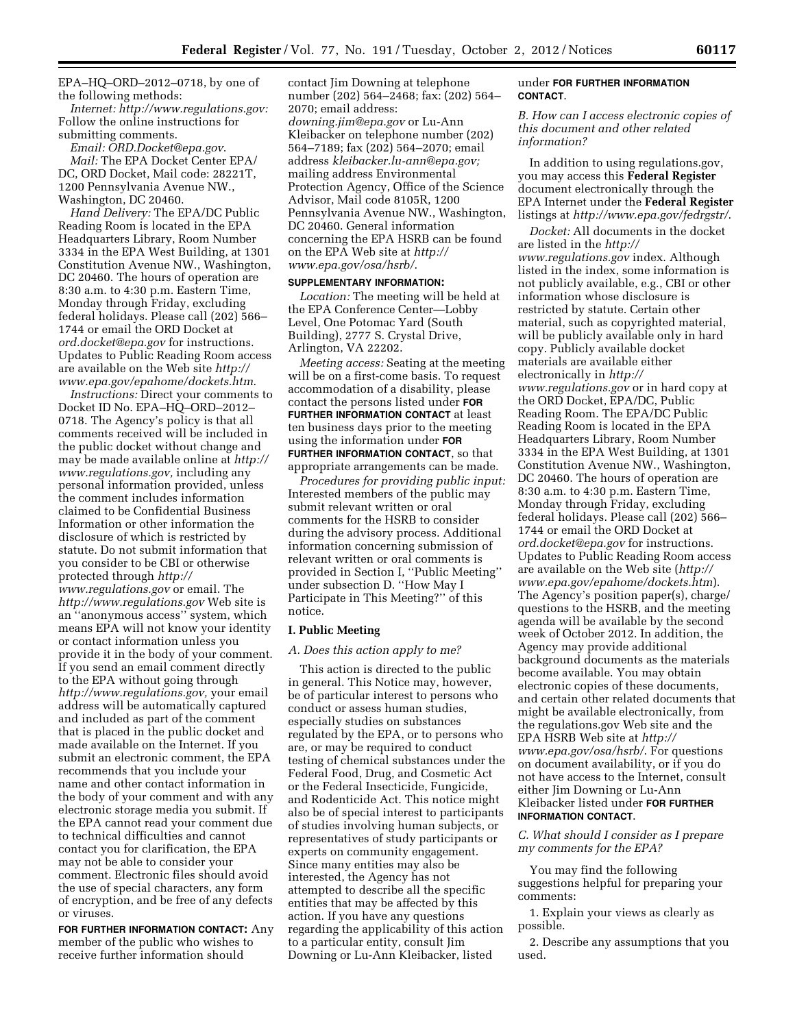EPA–HQ–ORD–2012–0718, by one of the following methods:

*Internet: http://www.regulations.gov:* Follow the online instructions for submitting comments.

*Email: ORD.Docket@epa.gov.*

*Mail:* The EPA Docket Center EPA/DC, ORD Docket, Mail code: 28221T, 1200 Pennsylvania Avenue NW., Washington, DC 20460.

*Hand Delivery:* The EPA/DC Public Reading Room is located in the EPA Headquarters Library, Room Number 3334 in the EPA West Building, at 1301 Constitution Avenue NW., Washington, DC 20460. The hours of operation are 8:30 a.m. to 4:30 p.m. Eastern Time, Monday through Friday, excluding federal holidays. Please call (202) 566–1744 or email the ORD Docket at *ord.docket@epa.gov* for instructions. Updates to Public Reading Room access are available on the Web site *http://www.epa.gov/epahome/dockets.htm.*

*Instructions:* Direct your comments to Docket ID No. EPA–HQ–ORD–2012–0718. The Agency's policy is that all comments received will be included in the public docket without change and may be made available online at *http://www.regulations.gov,* including any personal information provided, unless the comment includes information claimed to be Confidential Business Information or other information the disclosure of which is restricted by statute. Do not submit information that you consider to be CBI or otherwise protected through *http://www.regulations.gov* or email. The *http://www.regulations.gov* Web site is an ''anonymous access'' system, which means EPA will not know your identity or contact information unless you provide it in the body of your comment. If you send an email comment directly to the EPA without going through *http://www.regulations.gov,* your email address will be automatically captured and included as part of the comment that is placed in the public docket and made available on the Internet. If you submit an electronic comment, the EPA recommends that you include your name and other contact information in the body of your comment and with any electronic storage media you submit. If the EPA cannot read your comment due to technical difficulties and cannot contact you for clarification, the EPA may not be able to consider your comment. Electronic files should avoid the use of special characters, any form of encryption, and be free of any defects or viruses.

**FOR FURTHER INFORMATION CONTACT:** Any member of the public who wishes to receive further information should contact Jim Downing at telephone number (202) 564–2468; fax: (202) 564–2070; email address: *downing.jim@epa.gov* or Lu-Ann Kleibacker on telephone number (202) 564–7189; fax (202) 564–2070; email address *kleibacker.lu-ann@epa.gov;* mailing address Environmental Protection Agency, Office of the Science Advisor, Mail code 8105R, 1200 Pennsylvania Avenue NW., Washington, DC 20460. General information concerning the EPA HSRB can be found on the EPA Web site at *http://www.epa.gov/osa/hsrb/.*

**SUPPLEMENTARY INFORMATION:**

*Location:* The meeting will be held at the EPA Conference Center—Lobby Level, One Potomac Yard (South Building), 2777 S. Crystal Drive, Arlington, VA 22202.

*Meeting access:* Seating at the meeting will be on a first-come basis. To request accommodation of a disability, please contact the persons listed under **FOR FURTHER INFORMATION CONTACT** at least ten business days prior to the meeting using the information under **FOR FURTHER INFORMATION CONTACT**, so that appropriate arrangements can be made.

*Procedures for providing public input:* Interested members of the public may submit relevant written or oral comments for the HSRB to consider during the advisory process. Additional information concerning submission of relevant written or oral comments is provided in Section I, ''Public Meeting'' under subsection D. ''How May I Participate in This Meeting?'' of this notice.

## I. Public Meeting

### *A. Does this action apply to me?*

This action is directed to the public in general. This Notice may, however, be of particular interest to persons who conduct or assess human studies, especially studies on substances regulated by the EPA, or to persons who are, or may be required to conduct testing of chemical substances under the Federal Food, Drug, and Cosmetic Act or the Federal Insecticide, Fungicide, and Rodenticide Act. This notice might also be of special interest to participants of studies involving human subjects, or representatives of study participants or experts on community engagement. Since many entities may also be interested, the Agency has not attempted to describe all the specific entities that may be affected by this action. If you have any questions regarding the applicability of this action to a particular entity, consult Jim Downing or Lu-Ann Kleibacker, listed under **FOR FURTHER INFORMATION CONTACT**.

### *B. How can I access electronic copies of this document and other related information?*

In addition to using regulations.gov, you may access this **Federal Register** document electronically through the EPA Internet under the **Federal Register** listings at *http://www.epa.gov/fedrgstr/.*

*Docket:* All documents in the docket are listed in the *http://www.regulations.gov* index. Although listed in the index, some information is not publicly available, e.g., CBI or other information whose disclosure is restricted by statute. Certain other material, such as copyrighted material, will be publicly available only in hard copy. Publicly available docket materials are available either electronically in *http://www.regulations.gov* or in hard copy at the ORD Docket, EPA/DC, Public Reading Room. The EPA/DC Public Reading Room is located in the EPA Headquarters Library, Room Number 3334 in the EPA West Building, at 1301 Constitution Avenue NW., Washington, DC 20460. The hours of operation are 8:30 a.m. to 4:30 p.m. Eastern Time, Monday through Friday, excluding federal holidays. Please call (202) 566–1744 or email the ORD Docket at *ord.docket@epa.gov* for instructions. Updates to Public Reading Room access are available on the Web site (*http://www.epa.gov/epahome/dockets.htm*). The Agency's position paper(s), charge/questions to the HSRB, and the meeting agenda will be available by the second week of October 2012. In addition, the Agency may provide additional background documents as the materials become available. You may obtain electronic copies of these documents, and certain other related documents that might be available electronically, from the regulations.gov Web site and the EPA HSRB Web site at *http://www.epa.gov/osa/hsrb/.* For questions on document availability, or if you do not have access to the Internet, consult either Jim Downing or Lu-Ann Kleibacker listed under **FOR FURTHER INFORMATION CONTACT**.

### *C. What should I consider as I prepare my comments for the EPA?*

You may find the following suggestions helpful for preparing your comments:

1. Explain your views as clearly as possible.

2. Describe any assumptions that you used.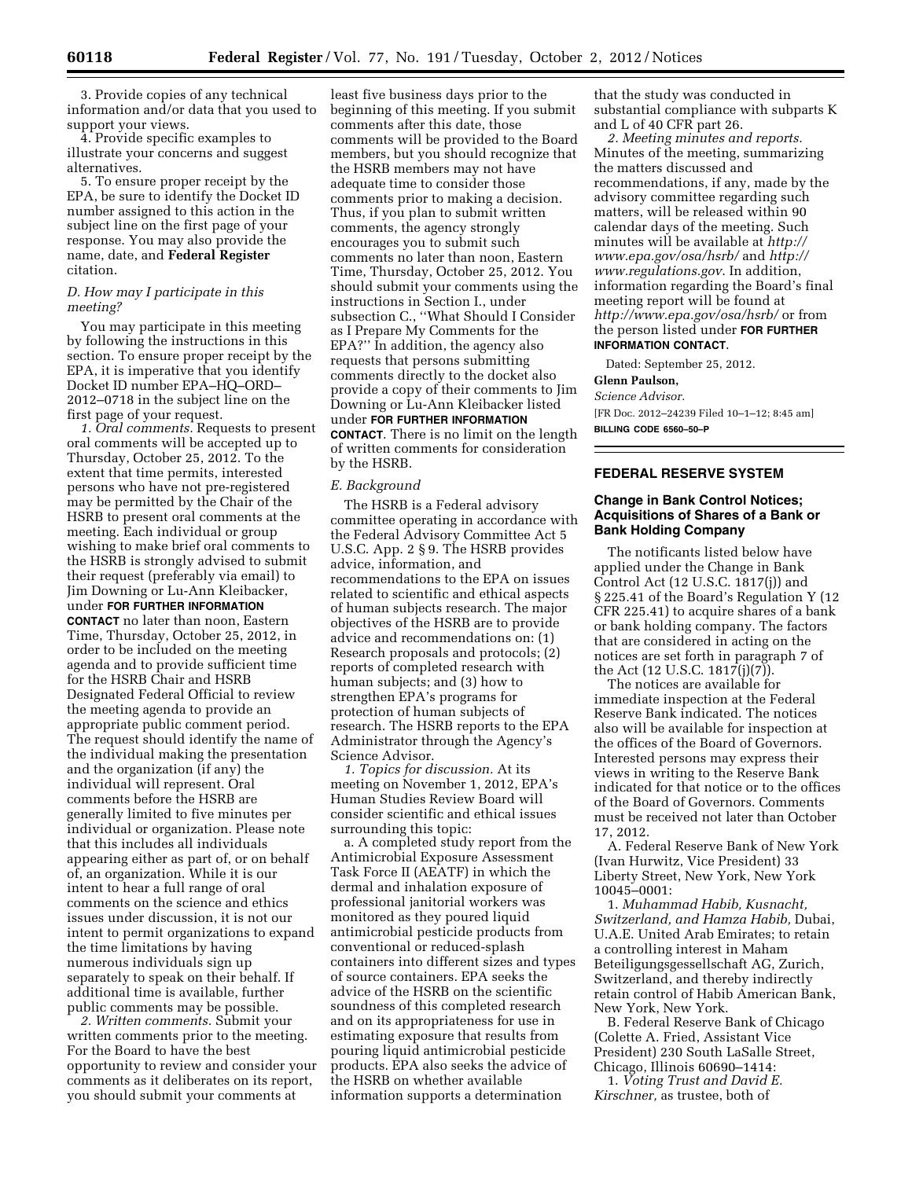3. Provide copies of any technical information and/or data that you used to support your views.

4. Provide specific examples to illustrate your concerns and suggest alternatives.

5. To ensure proper receipt by the EPA, be sure to identify the Docket ID number assigned to this action in the subject line on the first page of your response. You may also provide the name, date, and **Federal Register** citation.

### *D. How may I participate in this meeting?*

You may participate in this meeting by following the instructions in this section. To ensure proper receipt by the EPA, it is imperative that you identify Docket ID number EPA–HQ–ORD–2012–0718 in the subject line on the first page of your request.

*1. Oral comments.* Requests to present oral comments will be accepted up to Thursday, October 25, 2012. To the extent that time permits, interested persons who have not pre-registered may be permitted by the Chair of the HSRB to present oral comments at the meeting. Each individual or group wishing to make brief oral comments to the HSRB is strongly advised to submit their request (preferably via email) to Jim Downing or Lu-Ann Kleibacker, under **FOR FURTHER INFORMATION CONTACT** no later than noon, Eastern Time, Thursday, October 25, 2012, in order to be included on the meeting agenda and to provide sufficient time for the HSRB Chair and HSRB Designated Federal Official to review the meeting agenda to provide an appropriate public comment period. The request should identify the name of the individual making the presentation and the organization (if any) the individual will represent. Oral comments before the HSRB are generally limited to five minutes per individual or organization. Please note that this includes all individuals appearing either as part of, or on behalf of, an organization. While it is our intent to hear a full range of oral comments on the science and ethics issues under discussion, it is not our intent to permit organizations to expand the time limitations by having numerous individuals sign up separately to speak on their behalf. If additional time is available, further public comments may be possible.

*2. Written comments.* Submit your written comments prior to the meeting. For the Board to have the best opportunity to review and consider your comments as it deliberates on its report, you should submit your comments at least five business days prior to the beginning of this meeting. If you submit comments after this date, those comments will be provided to the Board members, but you should recognize that the HSRB members may not have adequate time to consider those comments prior to making a decision. Thus, if you plan to submit written comments, the agency strongly encourages you to submit such comments no later than noon, Eastern Time, Thursday, October 25, 2012. You should submit your comments using the instructions in Section I., under subsection C., ''What Should I Consider as I Prepare My Comments for the EPA?'' In addition, the agency also requests that persons submitting comments directly to the docket also provide a copy of their comments to Jim Downing or Lu-Ann Kleibacker listed under **FOR FURTHER INFORMATION CONTACT**. There is no limit on the length of written comments for consideration by the HSRB.

### *E. Background*

The HSRB is a Federal advisory committee operating in accordance with the Federal Advisory Committee Act 5 U.S.C. App. 2 § 9. The HSRB provides advice, information, and recommendations to the EPA on issues related to scientific and ethical aspects of human subjects research. The major objectives of the HSRB are to provide advice and recommendations on: (1) Research proposals and protocols; (2) reports of completed research with human subjects; and (3) how to strengthen EPA's programs for protection of human subjects of research. The HSRB reports to the EPA Administrator through the Agency's Science Advisor.

*1. Topics for discussion.* At its meeting on November 1, 2012, EPA's Human Studies Review Board will consider scientific and ethical issues surrounding this topic:

a. A completed study report from the Antimicrobial Exposure Assessment Task Force II (AEATF) in which the dermal and inhalation exposure of professional janitorial workers was monitored as they poured liquid antimicrobial pesticide products from conventional or reduced-splash containers into different sizes and types of source containers. EPA seeks the advice of the HSRB on the scientific soundness of this completed research and on its appropriateness for use in estimating exposure that results from pouring liquid antimicrobial pesticide products. EPA also seeks the advice of the HSRB on whether available information supports a determination that the study was conducted in substantial compliance with subparts K and L of 40 CFR part 26.

*2. Meeting minutes and reports.* Minutes of the meeting, summarizing the matters discussed and recommendations, if any, made by the advisory committee regarding such matters, will be released within 90 calendar days of the meeting. Such minutes will be available at *http://www.epa.gov/osa/hsrb/* and *http://www.regulations.gov*. In addition, information regarding the Board's final meeting report will be found at *http://www.epa.gov/osa/hsrb/* or from the person listed under **FOR FURTHER INFORMATION CONTACT**.

Dated: September 25, 2012.

**Glenn Paulson,**

*Science Advisor.*

[FR Doc. 2012–24239 Filed 10–1–12; 8:45 am]

**BILLING CODE 6560–50–P**

---

## FEDERAL RESERVE SYSTEM

### Change in Bank Control Notices; Acquisitions of Shares of a Bank or Bank Holding Company

The notificants listed below have applied under the Change in Bank Control Act (12 U.S.C. 1817(j)) and § 225.41 of the Board's Regulation Y (12 CFR 225.41) to acquire shares of a bank or bank holding company. The factors that are considered in acting on the notices are set forth in paragraph 7 of the Act (12 U.S.C. 1817(j)(7)).

The notices are available for immediate inspection at the Federal Reserve Bank indicated. The notices also will be available for inspection at the offices of the Board of Governors. Interested persons may express their views in writing to the Reserve Bank indicated for that notice or to the offices of the Board of Governors. Comments must be received not later than October 17, 2012.

A. Federal Reserve Bank of New York (Ivan Hurwitz, Vice President) 33 Liberty Street, New York, New York 10045–0001:

1. *Muhammad Habib, Kusnacht, Switzerland, and Hamza Habib,* Dubai, U.A.E. United Arab Emirates; to retain a controlling interest in Maham Beteiligungsgessellschaft AG, Zurich, Switzerland, and thereby indirectly retain control of Habib American Bank, New York, New York.

B. Federal Reserve Bank of Chicago (Colette A. Fried, Assistant Vice President) 230 South LaSalle Street, Chicago, Illinois 60690–1414:

1. *Voting Trust and David E. Kirschner,* as trustee, both of